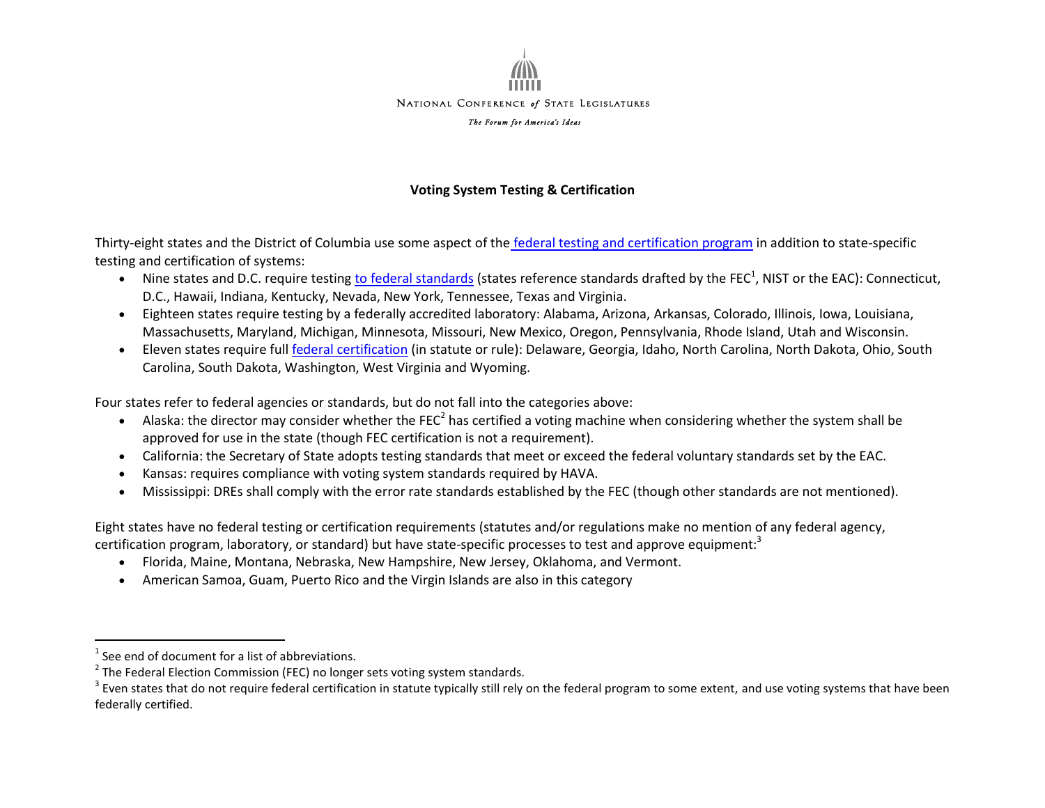NATIONAL CONFERENCE *of* STATE LEGISLATURES

*The Forum for America's Ideas*

**Voting System Testing & Certification**

Thirty-eight states and the District of Columbia use some aspect of the federal testing and certification program in addition to state-specific testing and certification of systems:

- Nine states and D.C. require testing to federal standards (states reference standards drafted by the FEC[1], NIST or the EAC): Connecticut, D.C., Hawaii, Indiana, Kentucky, Nevada, New York, Tennessee, Texas and Virginia.
- Eighteen states require testing by a federally accredited laboratory: Alabama, Arizona, Arkansas, Colorado, Illinois, Iowa, Louisiana, Massachusetts, Maryland, Michigan, Minnesota, Missouri, New Mexico, Oregon, Pennsylvania, Rhode Island, Utah and Wisconsin.
- Eleven states require full federal certification (in statute or rule): Delaware, Georgia, Idaho, North Carolina, North Dakota, Ohio, South Carolina, South Dakota, Washington, West Virginia and Wyoming.

Four states refer to federal agencies or standards, but do not fall into the categories above:

- Alaska: the director may consider whether the FEC[2] has certified a voting machine when considering whether the system shall be approved for use in the state (though FEC certification is not a requirement).
- California: the Secretary of State adopts testing standards that meet or exceed the federal voluntary standards set by the EAC.
- Kansas: requires compliance with voting system standards required by HAVA.
- Mississippi: DREs shall comply with the error rate standards established by the FEC (though other standards are not mentioned).

Eight states have no federal testing or certification requirements (statutes and/or regulations make no mention of any federal agency, certification program, laboratory, or standard) but have state-specific processes to test and approve equipment:[3]

- Florida, Maine, Montana, Nebraska, New Hampshire, New Jersey, Oklahoma, and Vermont.
- American Samoa, Guam, Puerto Rico and the Virgin Islands are also in this category

---

[1] See end of document for a list of abbreviations.

[2] The Federal Election Commission (FEC) no longer sets voting system standards.

[3] Even states that do not require federal certification in statute typically still rely on the federal program to some extent, and use voting systems that have been federally certified.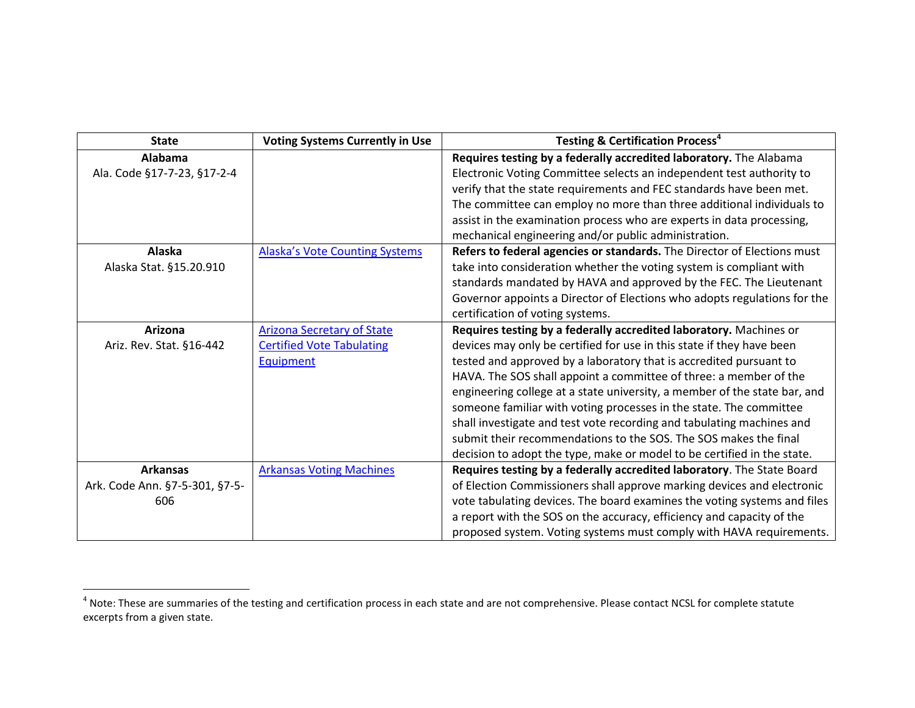| State | Voting Systems Currently in Use | Testing & Certification Process[4] |
|---|---|---|
| **Alabama**<br>Ala. Code §17-7-23, §17-2-4 | | **Requires testing by a federally accredited laboratory.** The Alabama Electronic Voting Committee selects an independent test authority to verify that the state requirements and FEC standards have been met. The committee can employ no more than three additional individuals to assist in the examination process who are experts in data processing, mechanical engineering and/or public administration. |
| **Alaska**<br>Alaska Stat. §15.20.910 | Alaska's Vote Counting Systems | **Refers to federal agencies or standards.** The Director of Elections must take into consideration whether the voting system is compliant with standards mandated by HAVA and approved by the FEC. The Lieutenant Governor appoints a Director of Elections who adopts regulations for the certification of voting systems. |
| **Arizona**<br>Ariz. Rev. Stat. §16-442 | Arizona Secretary of State Certified Vote Tabulating Equipment | **Requires testing by a federally accredited laboratory.** Machines or devices may only be certified for use in this state if they have been tested and approved by a laboratory that is accredited pursuant to HAVA. The SOS shall appoint a committee of three: a member of the engineering college at a state university, a member of the state bar, and someone familiar with voting processes in the state. The committee shall investigate and test vote recording and tabulating machines and submit their recommendations to the SOS. The SOS makes the final decision to adopt the type, make or model to be certified in the state. |
| **Arkansas**<br>Ark. Code Ann. §7-5-301, §7-5-606 | Arkansas Voting Machines | **Requires testing by a federally accredited laboratory**. The State Board of Election Commissioners shall approve marking devices and electronic vote tabulating devices. The board examines the voting systems and files a report with the SOS on the accuracy, efficiency and capacity of the proposed system. Voting systems must comply with HAVA requirements. |

[4] Note: These are summaries of the testing and certification process in each state and are not comprehensive. Please contact NCSL for complete statute excerpts from a given state.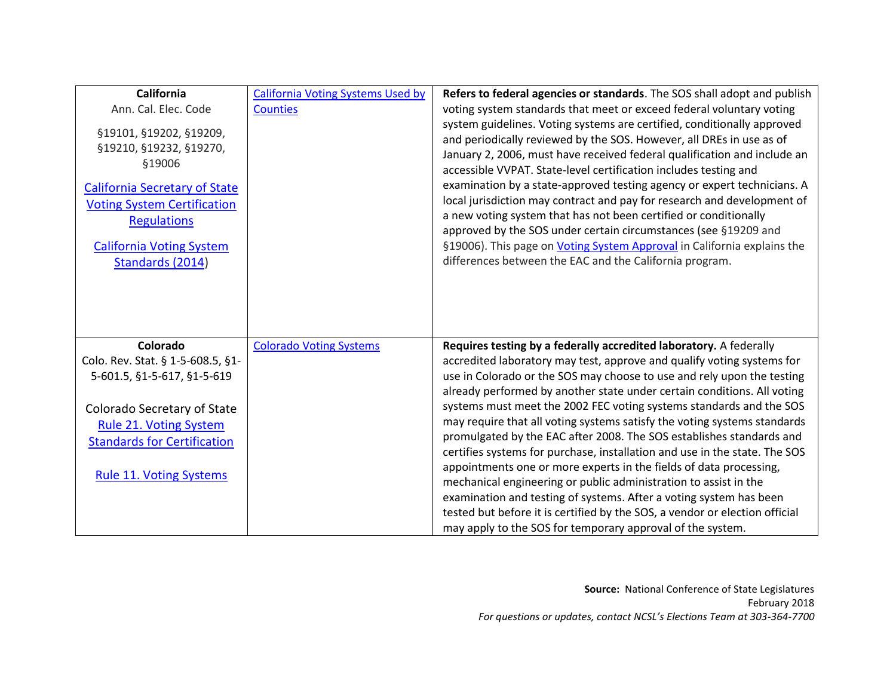| | | |
|---|---|---|
| **California**<br>Ann. Cal. Elec. Code<br>§19101, §19202, §19209, §19210, §19232, §19270, §19006<br>California Secretary of State Voting System Certification Regulations<br>California Voting System Standards (2014) | California Voting Systems Used by Counties | **Refers to federal agencies or standards**. The SOS shall adopt and publish voting system standards that meet or exceed federal voluntary voting system guidelines. Voting systems are certified, conditionally approved and periodically reviewed by the SOS. However, all DREs in use as of January 2, 2006, must have received federal qualification and include an accessible VVPAT. State-level certification includes testing and examination by a state-approved testing agency or expert technicians. A local jurisdiction may contract and pay for research and development of a new voting system that has not been certified or conditionally approved by the SOS under certain circumstances (see §19209 and §19006). This page on Voting System Approval in California explains the differences between the EAC and the California program. |
| **Colorado**<br>Colo. Rev. Stat. § 1-5-608.5, §1-5-601.5, §1-5-617, §1-5-619<br>Colorado Secretary of State<br>Rule 21. Voting System Standards for Certification<br>Rule 11. Voting Systems | Colorado Voting Systems | **Requires testing by a federally accredited laboratory.** A federally accredited laboratory may test, approve and qualify voting systems for use in Colorado or the SOS may choose to use and rely upon the testing already performed by another state under certain conditions. All voting systems must meet the 2002 FEC voting systems standards and the SOS may require that all voting systems satisfy the voting systems standards promulgated by the EAC after 2008. The SOS establishes standards and certifies systems for purchase, installation and use in the state. The SOS appointments one or more experts in the fields of data processing, mechanical engineering or public administration to assist in the examination and testing of systems. After a voting system has been tested but before it is certified by the SOS, a vendor or election official may apply to the SOS for temporary approval of the system. |

**Source:** National Conference of State Legislatures
February 2018
*For questions or updates, contact NCSL's Elections Team at 303-364-7700*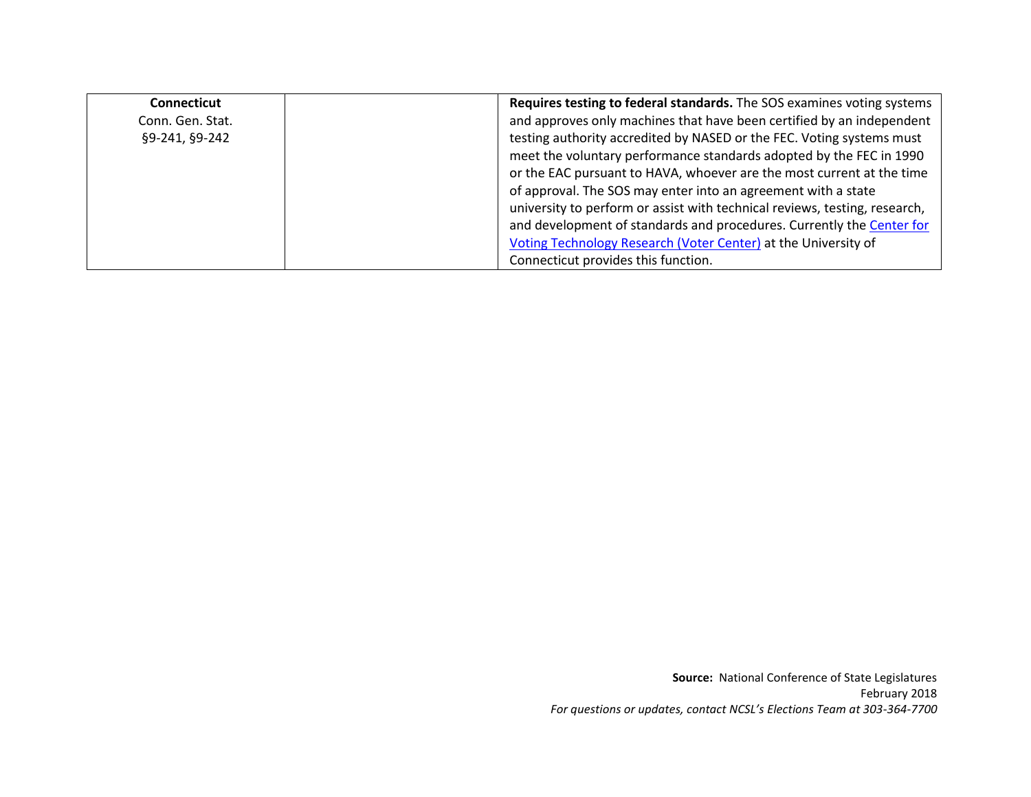| | | |
|---|---|---|
| **Connecticut**<br>Conn. Gen. Stat.<br>§9-241, §9-242 | | **Requires testing to federal standards.** The SOS examines voting systems and approves only machines that have been certified by an independent testing authority accredited by NASED or the FEC. Voting systems must meet the voluntary performance standards adopted by the FEC in 1990 or the EAC pursuant to HAVA, whoever are the most current at the time of approval. The SOS may enter into an agreement with a state university to perform or assist with technical reviews, testing, research, and development of standards and procedures. Currently the Center for Voting Technology Research (Voter Center) at the University of Connecticut provides this function. |

**Source:** National Conference of State Legislatures
February 2018
*For questions or updates, contact NCSL's Elections Team at 303-364-7700*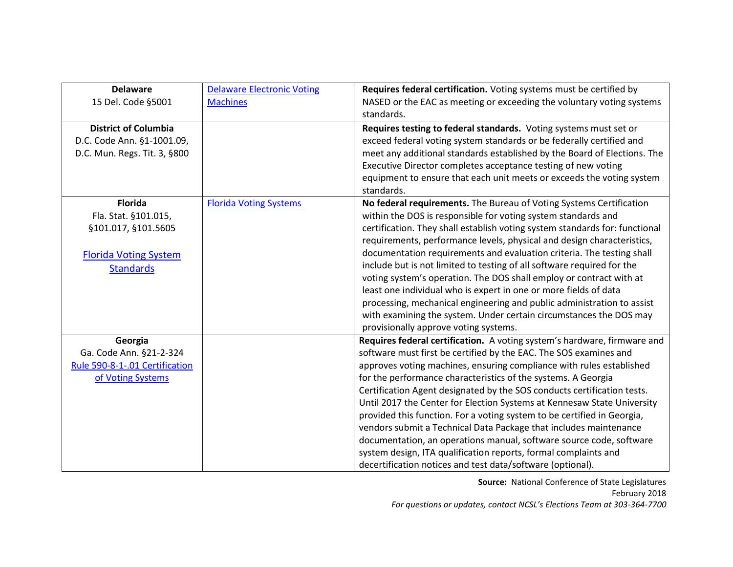| | | |
|---|---|---|
| **Delaware**<br>15 Del. Code §5001 | Delaware Electronic Voting Machines | **Requires federal certification.** Voting systems must be certified by NASED or the EAC as meeting or exceeding the voluntary voting systems standards. |
| **District of Columbia**<br>D.C. Code Ann. §1-1001.09,<br>D.C. Mun. Regs. Tit. 3, §800 | | **Requires testing to federal standards.** Voting systems must set or exceed federal voting system standards or be federally certified and meet any additional standards established by the Board of Elections. The Executive Director completes acceptance testing of new voting equipment to ensure that each unit meets or exceeds the voting system standards. |
| **Florida**<br>Fla. Stat. §101.015,<br>§101.017, §101.5605<br><br>Florida Voting System Standards | Florida Voting Systems | **No federal requirements.** The Bureau of Voting Systems Certification within the DOS is responsible for voting system standards and certification. They shall establish voting system standards for: functional requirements, performance levels, physical and design characteristics, documentation requirements and evaluation criteria. The testing shall include but is not limited to testing of all software required for the voting system's operation. The DOS shall employ or contract with at least one individual who is expert in one or more fields of data processing, mechanical engineering and public administration to assist with examining the system. Under certain circumstances the DOS may provisionally approve voting systems. |
| **Georgia**<br>Ga. Code Ann. §21-2-324<br>Rule 590-8-1-.01 Certification of Voting Systems | | **Requires federal certification.** A voting system's hardware, firmware and software must first be certified by the EAC. The SOS examines and approves voting machines, ensuring compliance with rules established for the performance characteristics of the systems. A Georgia Certification Agent designated by the SOS conducts certification tests. Until 2017 the Center for Election Systems at Kennesaw State University provided this function. For a voting system to be certified in Georgia, vendors submit a Technical Data Package that includes maintenance documentation, an operations manual, software source code, software system design, ITA qualification reports, formal complaints and decertification notices and test data/software (optional). |

**Source:** National Conference of State Legislatures
February 2018
*For questions or updates, contact NCSL's Elections Team at 303-364-7700*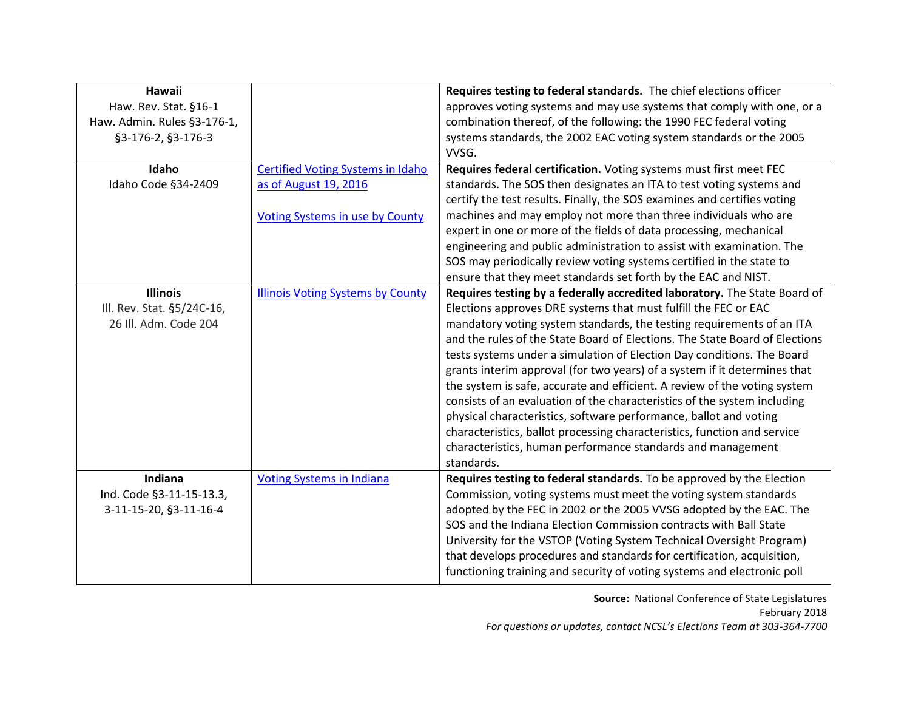| **Hawaii**<br>Haw. Rev. Stat. §16-1<br>Haw. Admin. Rules §3-176-1, §3-176-2, §3-176-3 | | **Requires testing to federal standards.** The chief elections officer approves voting systems and may use systems that comply with one, or a combination thereof, of the following: the 1990 FEC federal voting systems standards, the 2002 EAC voting system standards or the 2005 VVSG. |
|---|---|---|
| **Idaho**<br>Idaho Code §34-2409 | Certified Voting Systems in Idaho as of August 19, 2016<br><br>Voting Systems in use by County | **Requires federal certification.** Voting systems must first meet FEC standards. The SOS then designates an ITA to test voting systems and certify the test results. Finally, the SOS examines and certifies voting machines and may employ not more than three individuals who are expert in one or more of the fields of data processing, mechanical engineering and public administration to assist with examination. The SOS may periodically review voting systems certified in the state to ensure that they meet standards set forth by the EAC and NIST. |
| **Illinois**<br>Ill. Rev. Stat. §5/24C-16,<br>26 Ill. Adm. Code 204 | Illinois Voting Systems by County | **Requires testing by a federally accredited laboratory.** The State Board of Elections approves DRE systems that must fulfill the FEC or EAC mandatory voting system standards, the testing requirements of an ITA and the rules of the State Board of Elections. The State Board of Elections tests systems under a simulation of Election Day conditions. The Board grants interim approval (for two years) of a system if it determines that the system is safe, accurate and efficient. A review of the voting system consists of an evaluation of the characteristics of the system including physical characteristics, software performance, ballot and voting characteristics, ballot processing characteristics, function and service characteristics, human performance standards and management standards. |
| **Indiana**<br>Ind. Code §3-11-15-13.3,<br>3-11-15-20, §3-11-16-4 | Voting Systems in Indiana | **Requires testing to federal standards.** To be approved by the Election Commission, voting systems must meet the voting system standards adopted by the FEC in 2002 or the 2005 VVSG adopted by the EAC. The SOS and the Indiana Election Commission contracts with Ball State University for the VSTOP (Voting System Technical Oversight Program) that develops procedures and standards for certification, acquisition, functioning training and security of voting systems and electronic poll |

**Source:** National Conference of State Legislatures
February 2018
*For questions or updates, contact NCSL's Elections Team at 303-364-7700*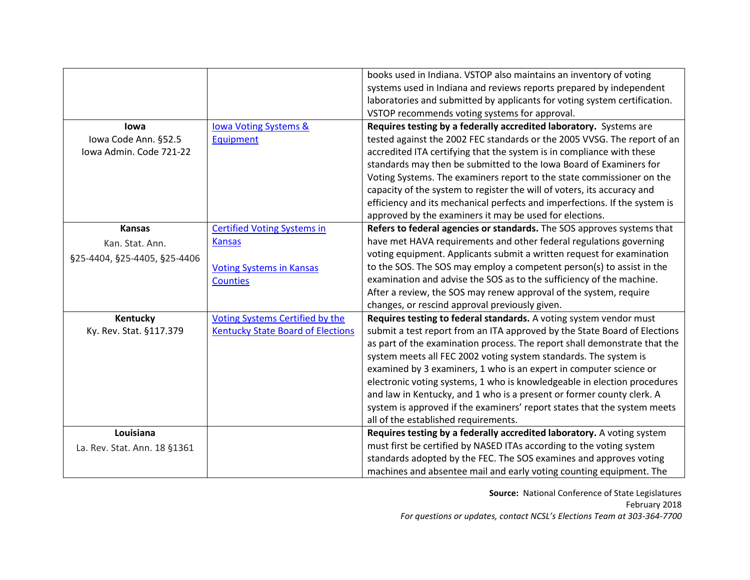| | | |
|---|---|---|
| | | books used in Indiana. VSTOP also maintains an inventory of voting systems used in Indiana and reviews reports prepared by independent laboratories and submitted by applicants for voting system certification. VSTOP recommends voting systems for approval. |
| **Iowa**<br>Iowa Code Ann. §52.5<br>Iowa Admin. Code 721-22 | Iowa Voting Systems & Equipment | **Requires testing by a federally accredited laboratory.** Systems are tested against the 2002 FEC standards or the 2005 VVSG. The report of an accredited ITA certifying that the system is in compliance with these standards may then be submitted to the Iowa Board of Examiners for Voting Systems. The examiners report to the state commissioner on the capacity of the system to register the will of voters, its accuracy and efficiency and its mechanical perfects and imperfections. If the system is approved by the examiners it may be used for elections. |
| **Kansas**<br>Kan. Stat. Ann.<br>§25-4404, §25-4405, §25-4406 | Certified Voting Systems in Kansas<br><br>Voting Systems in Kansas Counties | **Refers to federal agencies or standards.** The SOS approves systems that have met HAVA requirements and other federal regulations governing voting equipment. Applicants submit a written request for examination to the SOS. The SOS may employ a competent person(s) to assist in the examination and advise the SOS as to the sufficiency of the machine. After a review, the SOS may renew approval of the system, require changes, or rescind approval previously given. |
| **Kentucky**<br>Ky. Rev. Stat. §117.379 | Voting Systems Certified by the Kentucky State Board of Elections | **Requires testing to federal standards.** A voting system vendor must submit a test report from an ITA approved by the State Board of Elections as part of the examination process. The report shall demonstrate that the system meets all FEC 2002 voting system standards. The system is examined by 3 examiners, 1 who is an expert in computer science or electronic voting systems, 1 who is knowledgeable in election procedures and law in Kentucky, and 1 who is a present or former county clerk. A system is approved if the examiners' report states that the system meets all of the established requirements. |
| **Louisiana**<br>La. Rev. Stat. Ann. 18 §1361 | | **Requires testing by a federally accredited laboratory.** A voting system must first be certified by NASED ITAs according to the voting system standards adopted by the FEC. The SOS examines and approves voting machines and absentee mail and early voting counting equipment. The |

**Source:** National Conference of State Legislatures
February 2018
*For questions or updates, contact NCSL's Elections Team at 303-364-7700*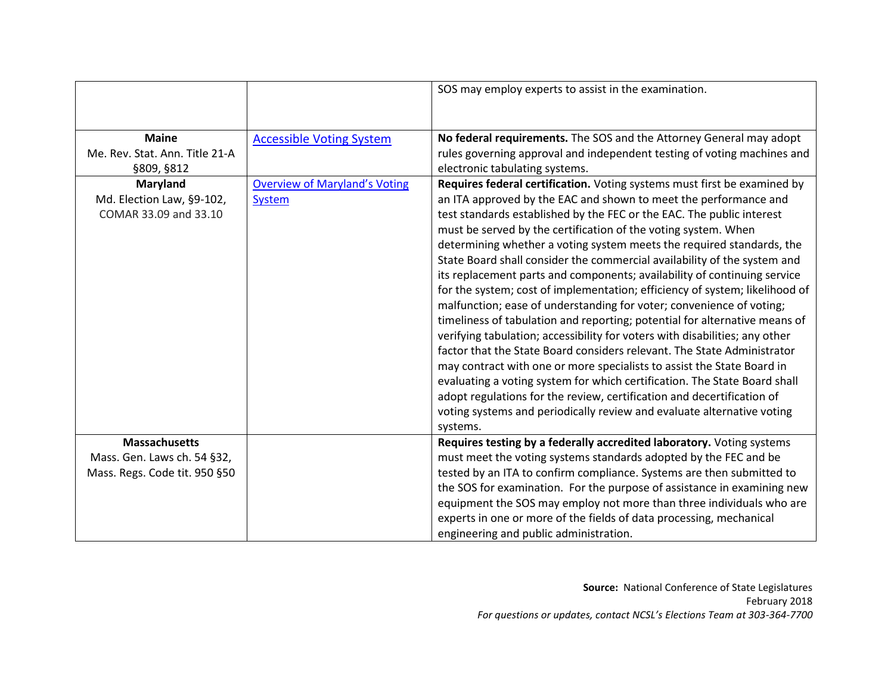| | | |
|---|---|---|
| | | SOS may employ experts to assist in the examination. |
| **Maine**<br>Me. Rev. Stat. Ann. Title 21-A §809, §812 | [Accessible Voting System]() | **No federal requirements.** The SOS and the Attorney General may adopt rules governing approval and independent testing of voting machines and electronic tabulating systems. |
| **Maryland**<br>Md. Election Law, §9-102, COMAR 33.09 and 33.10 | [Overview of Maryland's Voting System]() | **Requires federal certification.** Voting systems must first be examined by an ITA approved by the EAC and shown to meet the performance and test standards established by the FEC or the EAC. The public interest must be served by the certification of the voting system. When determining whether a voting system meets the required standards, the State Board shall consider the commercial availability of the system and its replacement parts and components; availability of continuing service for the system; cost of implementation; efficiency of system; likelihood of malfunction; ease of understanding for voter; convenience of voting; timeliness of tabulation and reporting; potential for alternative means of verifying tabulation; accessibility for voters with disabilities; any other factor that the State Board considers relevant. The State Administrator may contract with one or more specialists to assist the State Board in evaluating a voting system for which certification. The State Board shall adopt regulations for the review, certification and decertification of voting systems and periodically review and evaluate alternative voting systems. |
| **Massachusetts**<br>Mass. Gen. Laws ch. 54 §32, Mass. Regs. Code tit. 950 §50 | | **Requires testing by a federally accredited laboratory.** Voting systems must meet the voting systems standards adopted by the FEC and be tested by an ITA to confirm compliance. Systems are then submitted to the SOS for examination. For the purpose of assistance in examining new equipment the SOS may employ not more than three individuals who are experts in one or more of the fields of data processing, mechanical engineering and public administration. |

**Source:** National Conference of State Legislatures
February 2018
*For questions or updates, contact NCSL's Elections Team at 303-364-7700*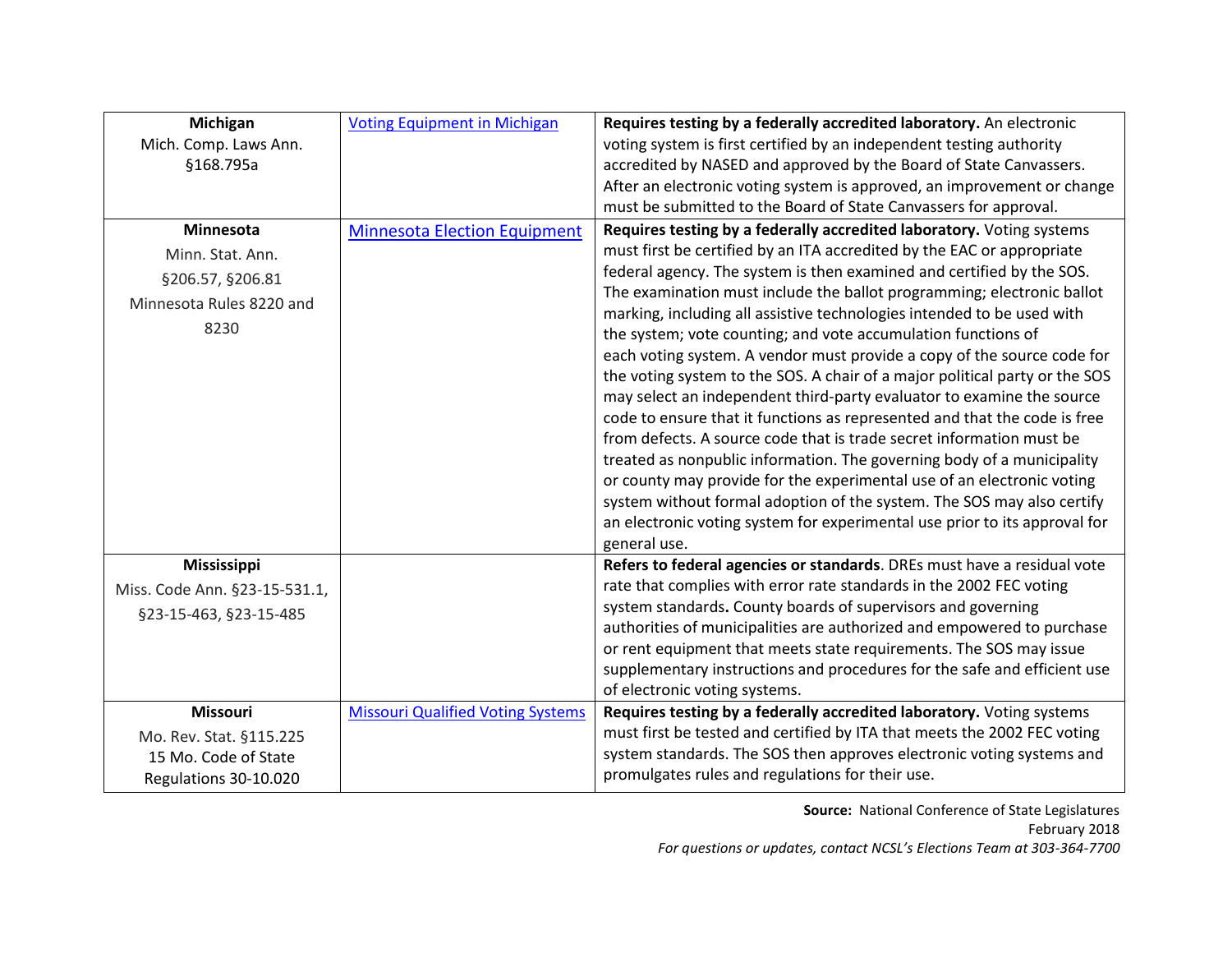| | | |
|---|---|---|
| **Michigan**<br>Mich. Comp. Laws Ann. §168.795a | [Voting Equipment in Michigan]() | **Requires testing by a federally accredited laboratory.** An electronic voting system is first certified by an independent testing authority accredited by NASED and approved by the Board of State Canvassers. After an electronic voting system is approved, an improvement or change must be submitted to the Board of State Canvassers for approval. |
| **Minnesota**<br>Minn. Stat. Ann. §206.57, §206.81<br>Minnesota Rules 8220 and 8230 | [Minnesota Election Equipment]() | **Requires testing by a federally accredited laboratory.** Voting systems must first be certified by an ITA accredited by the EAC or appropriate federal agency. The system is then examined and certified by the SOS. The examination must include the ballot programming; electronic ballot marking, including all assistive technologies intended to be used with the system; vote counting; and vote accumulation functions of each voting system. A vendor must provide a copy of the source code for the voting system to the SOS. A chair of a major political party or the SOS may select an independent third-party evaluator to examine the source code to ensure that it functions as represented and that the code is free from defects. A source code that is trade secret information must be treated as nonpublic information. The governing body of a municipality or county may provide for the experimental use of an electronic voting system without formal adoption of the system. The SOS may also certify an electronic voting system for experimental use prior to its approval for general use. |
| **Mississippi**<br>Miss. Code Ann. §23-15-531.1, §23-15-463, §23-15-485 | | **Refers to federal agencies or standards**. DREs must have a residual vote rate that complies with error rate standards in the 2002 FEC voting system standards**.** County boards of supervisors and governing authorities of municipalities are authorized and empowered to purchase or rent equipment that meets state requirements. The SOS may issue supplementary instructions and procedures for the safe and efficient use of electronic voting systems. |
| **Missouri**<br>Mo. Rev. Stat. §115.225<br>15 Mo. Code of State Regulations 30-10.020 | [Missouri Qualified Voting Systems]() | **Requires testing by a federally accredited laboratory.** Voting systems must first be tested and certified by ITA that meets the 2002 FEC voting system standards. The SOS then approves electronic voting systems and promulgates rules and regulations for their use. |

**Source:** National Conference of State Legislatures
February 2018
*For questions or updates, contact NCSL's Elections Team at 303-364-7700*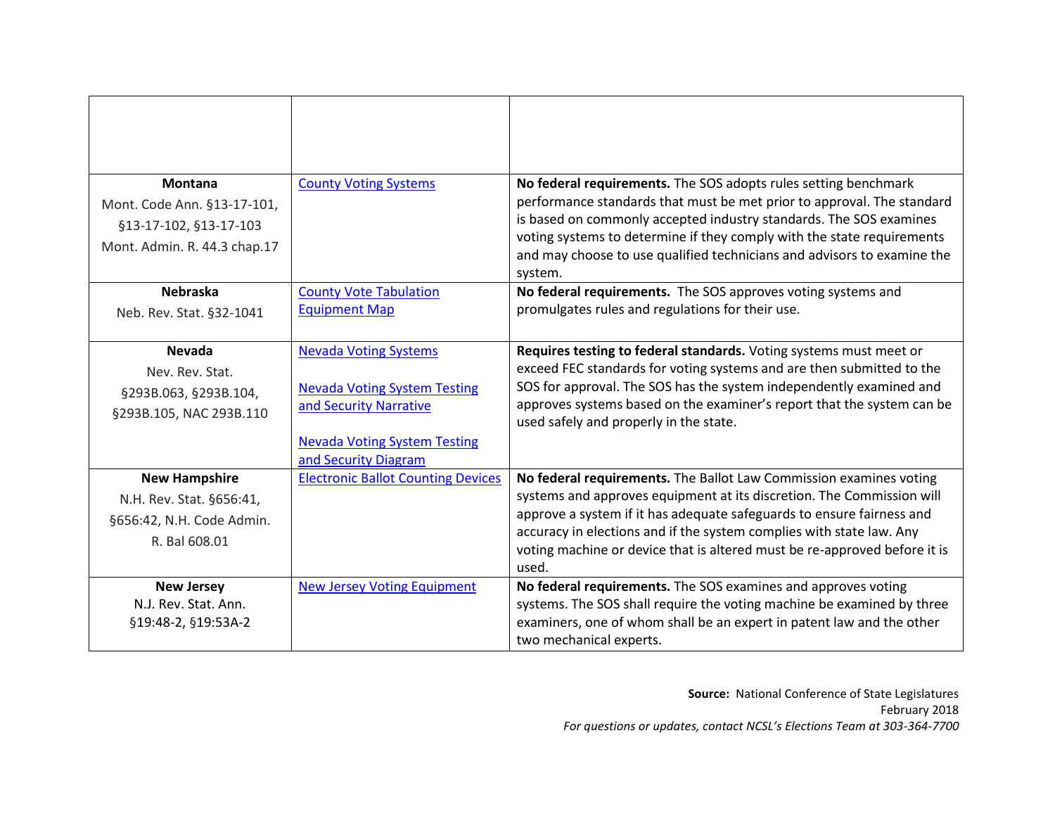| | | |
|---|---|---|
| | | |
| **Montana**<br>Mont. Code Ann. §13-17-101, §13-17-102, §13-17-103<br>Mont. Admin. R. 44.3 chap.17 | County Voting Systems | **No federal requirements.** The SOS adopts rules setting benchmark performance standards that must be met prior to approval. The standard is based on commonly accepted industry standards. The SOS examines voting systems to determine if they comply with the state requirements and may choose to use qualified technicians and advisors to examine the system. |
| **Nebraska**<br>Neb. Rev. Stat. §32-1041 | County Vote Tabulation Equipment Map | **No federal requirements.** The SOS approves voting systems and promulgates rules and regulations for their use. |
| **Nevada**<br>Nev. Rev. Stat. §293B.063, §293B.104, §293B.105, NAC 293B.110 | Nevada Voting Systems<br><br>Nevada Voting System Testing and Security Narrative<br><br>Nevada Voting System Testing and Security Diagram | **Requires testing to federal standards.** Voting systems must meet or exceed FEC standards for voting systems and are then submitted to the SOS for approval. The SOS has the system independently examined and approves systems based on the examiner's report that the system can be used safely and properly in the state. |
| **New Hampshire**<br>N.H. Rev. Stat. §656:41, §656:42, N.H. Code Admin. R. Bal 608.01 | Electronic Ballot Counting Devices | **No federal requirements.** The Ballot Law Commission examines voting systems and approves equipment at its discretion. The Commission will approve a system if it has adequate safeguards to ensure fairness and accuracy in elections and if the system complies with state law. Any voting machine or device that is altered must be re-approved before it is used. |
| **New Jersey**<br>N.J. Rev. Stat. Ann. §19:48-2, §19:53A-2 | New Jersey Voting Equipment | **No federal requirements.** The SOS examines and approves voting systems. The SOS shall require the voting machine be examined by three examiners, one of whom shall be an expert in patent law and the other two mechanical experts. |

**Source:** National Conference of State Legislatures
February 2018
*For questions or updates, contact NCSL's Elections Team at 303-364-7700*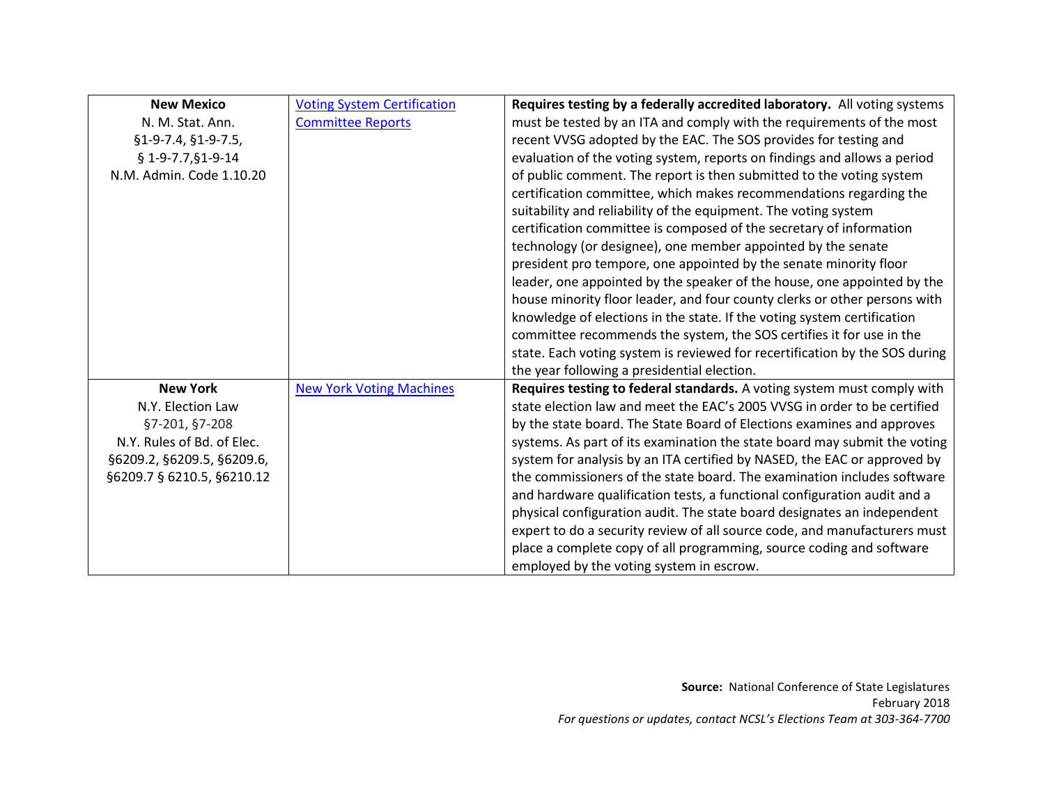| | | |
|---|---|---|
| **New Mexico**<br>N. M. Stat. Ann.<br>§1-9-7.4, §1-9-7.5,<br>§ 1-9-7.7,§1-9-14<br>N.M. Admin. Code 1.10.20 | [Voting System Certification Committee Reports]() | **Requires testing by a federally accredited laboratory.** All voting systems must be tested by an ITA and comply with the requirements of the most recent VVSG adopted by the EAC. The SOS provides for testing and evaluation of the voting system, reports on findings and allows a period of public comment. The report is then submitted to the voting system certification committee, which makes recommendations regarding the suitability and reliability of the equipment. The voting system certification committee is composed of the secretary of information technology (or designee), one member appointed by the senate president pro tempore, one appointed by the senate minority floor leader, one appointed by the speaker of the house, one appointed by the house minority floor leader, and four county clerks or other persons with knowledge of elections in the state. If the voting system certification committee recommends the system, the SOS certifies it for use in the state. Each voting system is reviewed for recertification by the SOS during the year following a presidential election. |
| **New York**<br>N.Y. Election Law<br>§7-201, §7-208<br>N.Y. Rules of Bd. of Elec.<br>§6209.2, §6209.5, §6209.6,<br>§6209.7 § 6210.5, §6210.12 | [New York Voting Machines]() | **Requires testing to federal standards.** A voting system must comply with state election law and meet the EAC's 2005 VVSG in order to be certified by the state board. The State Board of Elections examines and approves systems. As part of its examination the state board may submit the voting system for analysis by an ITA certified by NASED, the EAC or approved by the commissioners of the state board. The examination includes software and hardware qualification tests, a functional configuration audit and a physical configuration audit. The state board designates an independent expert to do a security review of all source code, and manufacturers must place a complete copy of all programming, source coding and software employed by the voting system in escrow. |

**Source:** National Conference of State Legislatures
February 2018
*For questions or updates, contact NCSL's Elections Team at 303-364-7700*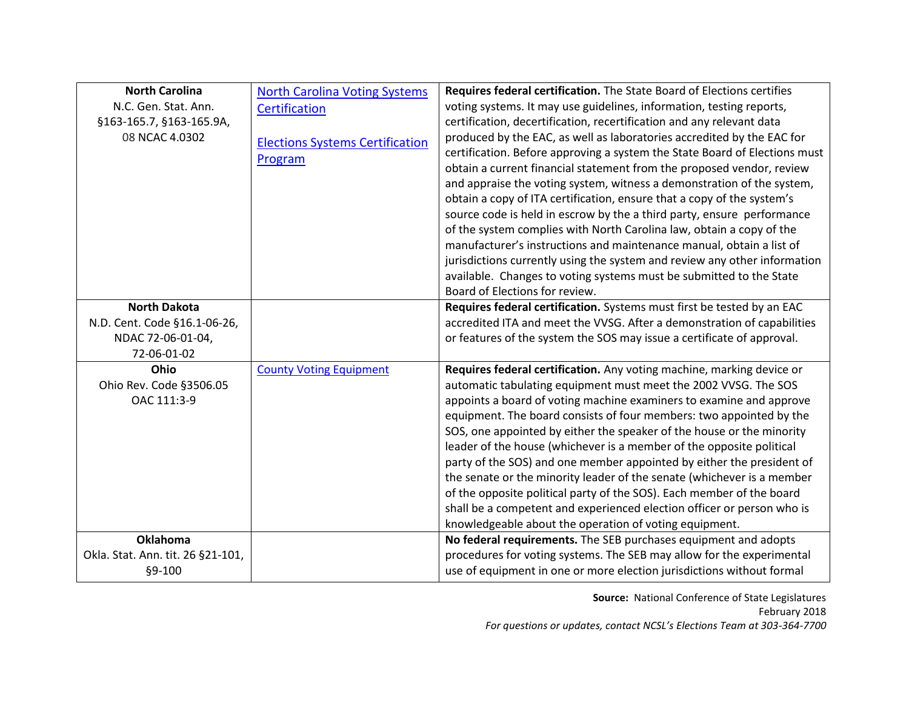| | | |
|---|---|---|
| **North Carolina**<br>N.C. Gen. Stat. Ann. §163-165.7, §163-165.9A, 08 NCAC 4.0302 | North Carolina Voting Systems Certification<br><br>Elections Systems Certification Program | **Requires federal certification.** The State Board of Elections certifies voting systems. It may use guidelines, information, testing reports, certification, decertification, recertification and any relevant data produced by the EAC, as well as laboratories accredited by the EAC for certification. Before approving a system the State Board of Elections must obtain a current financial statement from the proposed vendor, review and appraise the voting system, witness a demonstration of the system, obtain a copy of ITA certification, ensure that a copy of the system's source code is held in escrow by the a third party, ensure performance of the system complies with North Carolina law, obtain a copy of the manufacturer's instructions and maintenance manual, obtain a list of jurisdictions currently using the system and review any other information available. Changes to voting systems must be submitted to the State Board of Elections for review. |
| **North Dakota**<br>N.D. Cent. Code §16.1-06-26, NDAC 72-06-01-04, 72-06-01-02 | | **Requires federal certification.** Systems must first be tested by an EAC accredited ITA and meet the VVSG. After a demonstration of capabilities or features of the system the SOS may issue a certificate of approval. |
| **Ohio**<br>Ohio Rev. Code §3506.05<br>OAC 111:3-9 | County Voting Equipment | **Requires federal certification.** Any voting machine, marking device or automatic tabulating equipment must meet the 2002 VVSG. The SOS appoints a board of voting machine examiners to examine and approve equipment. The board consists of four members: two appointed by the SOS, one appointed by either the speaker of the house or the minority leader of the house (whichever is a member of the opposite political party of the SOS) and one member appointed by either the president of the senate or the minority leader of the senate (whichever is a member of the opposite political party of the SOS). Each member of the board shall be a competent and experienced election officer or person who is knowledgeable about the operation of voting equipment. |
| **Oklahoma**<br>Okla. Stat. Ann. tit. 26 §21-101, §9-100 | | **No federal requirements.** The SEB purchases equipment and adopts procedures for voting systems. The SEB may allow for the experimental use of equipment in one or more election jurisdictions without formal |

**Source:** National Conference of State Legislatures
February 2018
*For questions or updates, contact NCSL's Elections Team at 303-364-7700*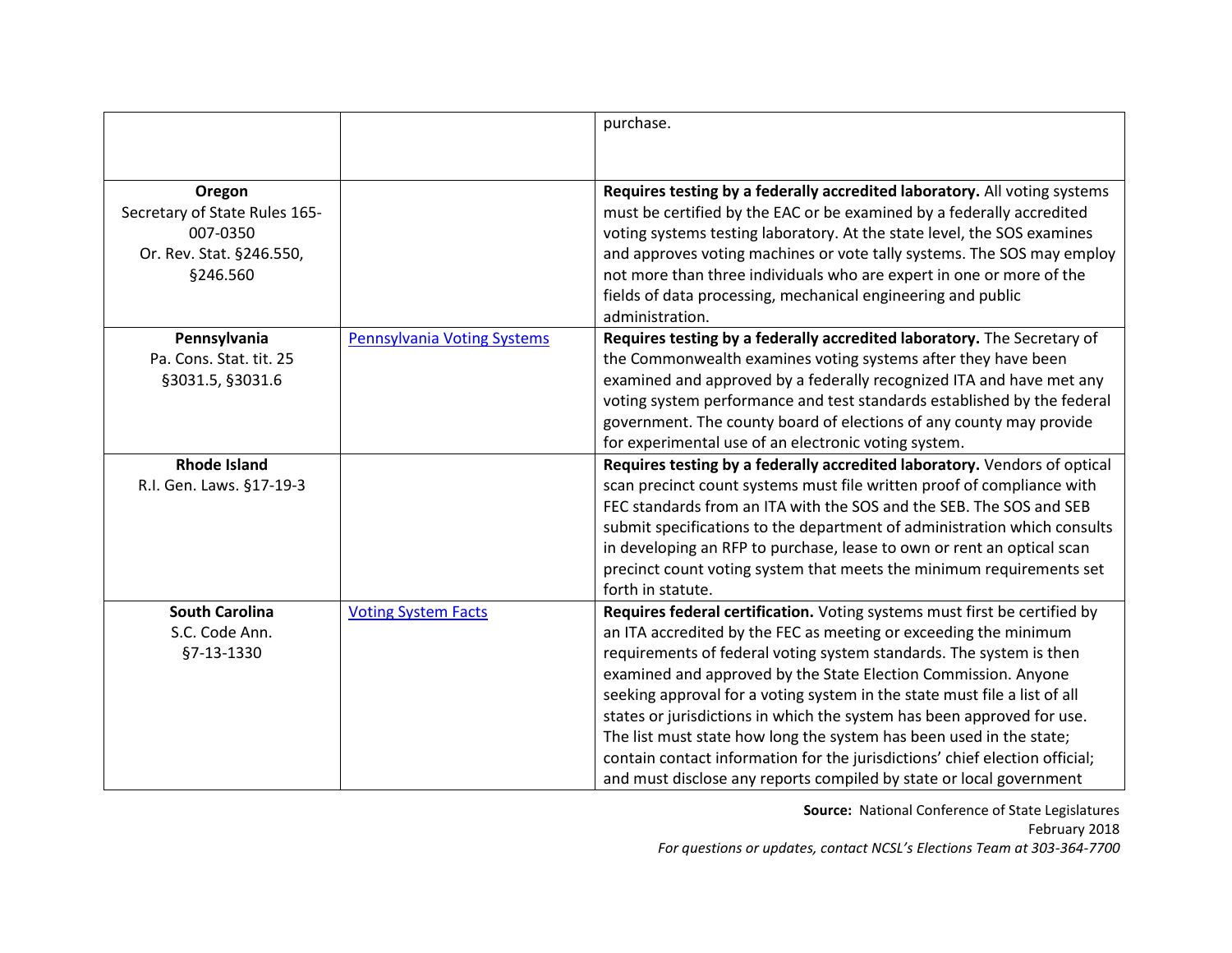| | | |
|---|---|---|
| | | purchase. |
| **Oregon**<br>Secretary of State Rules 165-007-0350<br>Or. Rev. Stat. §246.550, §246.560 | | **Requires testing by a federally accredited laboratory.** All voting systems must be certified by the EAC or be examined by a federally accredited voting systems testing laboratory. At the state level, the SOS examines and approves voting machines or vote tally systems. The SOS may employ not more than three individuals who are expert in one or more of the fields of data processing, mechanical engineering and public administration. |
| **Pennsylvania**<br>Pa. Cons. Stat. tit. 25 §3031.5, §3031.6 | [Pennsylvania Voting Systems] | **Requires testing by a federally accredited laboratory.** The Secretary of the Commonwealth examines voting systems after they have been examined and approved by a federally recognized ITA and have met any voting system performance and test standards established by the federal government. The county board of elections of any county may provide for experimental use of an electronic voting system. |
| **Rhode Island**<br>R.I. Gen. Laws. §17-19-3 | | **Requires testing by a federally accredited laboratory.** Vendors of optical scan precinct count systems must file written proof of compliance with FEC standards from an ITA with the SOS and the SEB. The SOS and SEB submit specifications to the department of administration which consults in developing an RFP to purchase, lease to own or rent an optical scan precinct count voting system that meets the minimum requirements set forth in statute. |
| **South Carolina**<br>S.C. Code Ann. §7-13-1330 | [Voting System Facts] | **Requires federal certification.** Voting systems must first be certified by an ITA accredited by the FEC as meeting or exceeding the minimum requirements of federal voting system standards. The system is then examined and approved by the State Election Commission. Anyone seeking approval for a voting system in the state must file a list of all states or jurisdictions in which the system has been approved for use. The list must state how long the system has been used in the state; contain contact information for the jurisdictions' chief election official; and must disclose any reports compiled by state or local government |

**Source:** National Conference of State Legislatures
February 2018
*For questions or updates, contact NCSL's Elections Team at 303-364-7700*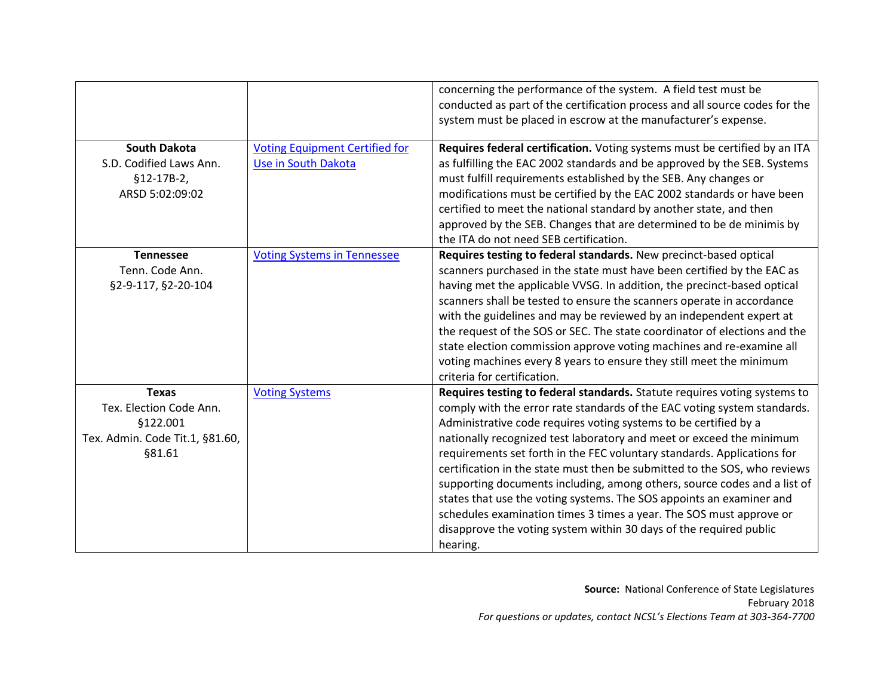| | | |
|---|---|---|
| | | concerning the performance of the system. A field test must be conducted as part of the certification process and all source codes for the system must be placed in escrow at the manufacturer's expense. |
| **South Dakota**<br>S.D. Codified Laws Ann. §12-17B-2,<br>ARSD 5:02:09:02 | [Voting Equipment Certified for Use in South Dakota]() | **Requires federal certification.** Voting systems must be certified by an ITA as fulfilling the EAC 2002 standards and be approved by the SEB. Systems must fulfill requirements established by the SEB. Any changes or modifications must be certified by the EAC 2002 standards or have been certified to meet the national standard by another state, and then approved by the SEB. Changes that are determined to be de minimis by the ITA do not need SEB certification. |
| **Tennessee**<br>Tenn. Code Ann.<br>§2-9-117, §2-20-104 | [Voting Systems in Tennessee]() | **Requires testing to federal standards.** New precinct-based optical scanners purchased in the state must have been certified by the EAC as having met the applicable VVSG. In addition, the precinct-based optical scanners shall be tested to ensure the scanners operate in accordance with the guidelines and may be reviewed by an independent expert at the request of the SOS or SEC. The state coordinator of elections and the state election commission approve voting machines and re-examine all voting machines every 8 years to ensure they still meet the minimum criteria for certification. |
| **Texas**<br>Tex. Election Code Ann.<br>§122.001<br>Tex. Admin. Code Tit.1, §81.60,<br>§81.61 | [Voting Systems]() | **Requires testing to federal standards.** Statute requires voting systems to comply with the error rate standards of the EAC voting system standards. Administrative code requires voting systems to be certified by a nationally recognized test laboratory and meet or exceed the minimum requirements set forth in the FEC voluntary standards. Applications for certification in the state must then be submitted to the SOS, who reviews supporting documents including, among others, source codes and a list of states that use the voting systems. The SOS appoints an examiner and schedules examination times 3 times a year. The SOS must approve or disapprove the voting system within 30 days of the required public hearing. |

**Source:** National Conference of State Legislatures
February 2018
*For questions or updates, contact NCSL's Elections Team at 303-364-7700*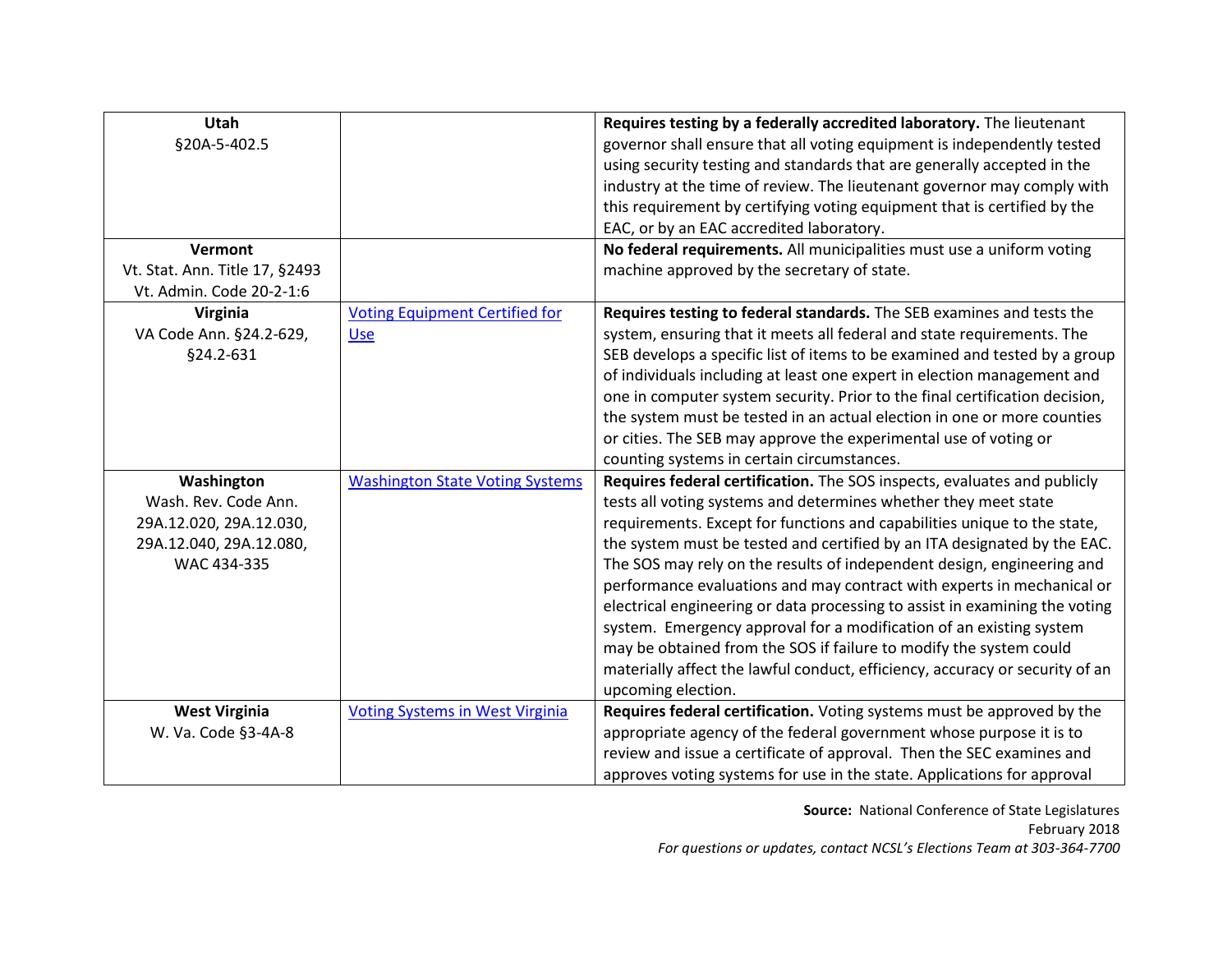| | | |
|---|---|---|
| **Utah**<br>§20A-5-402.5 | | **Requires testing by a federally accredited laboratory.** The lieutenant governor shall ensure that all voting equipment is independently tested using security testing and standards that are generally accepted in the industry at the time of review. The lieutenant governor may comply with this requirement by certifying voting equipment that is certified by the EAC, or by an EAC accredited laboratory. |
| **Vermont**<br>Vt. Stat. Ann. Title 17, §2493<br>Vt. Admin. Code 20-2-1:6 | | **No federal requirements.** All municipalities must use a uniform voting machine approved by the secretary of state. |
| **Virginia**<br>VA Code Ann. §24.2-629, §24.2-631 | Voting Equipment Certified for Use | **Requires testing to federal standards.** The SEB examines and tests the system, ensuring that it meets all federal and state requirements. The SEB develops a specific list of items to be examined and tested by a group of individuals including at least one expert in election management and one in computer system security. Prior to the final certification decision, the system must be tested in an actual election in one or more counties or cities. The SEB may approve the experimental use of voting or counting systems in certain circumstances. |
| **Washington**<br>Wash. Rev. Code Ann. 29A.12.020, 29A.12.030, 29A.12.040, 29A.12.080, WAC 434-335 | Washington State Voting Systems | **Requires federal certification.** The SOS inspects, evaluates and publicly tests all voting systems and determines whether they meet state requirements. Except for functions and capabilities unique to the state, the system must be tested and certified by an ITA designated by the EAC. The SOS may rely on the results of independent design, engineering and performance evaluations and may contract with experts in mechanical or electrical engineering or data processing to assist in examining the voting system. Emergency approval for a modification of an existing system may be obtained from the SOS if failure to modify the system could materially affect the lawful conduct, efficiency, accuracy or security of an upcoming election. |
| **West Virginia**<br>W. Va. Code §3-4A-8 | Voting Systems in West Virginia | **Requires federal certification.** Voting systems must be approved by the appropriate agency of the federal government whose purpose it is to review and issue a certificate of approval. Then the SEC examines and approves voting systems for use in the state. Applications for approval |

**Source:** National Conference of State Legislatures
February 2018
*For questions or updates, contact NCSL's Elections Team at 303-364-7700*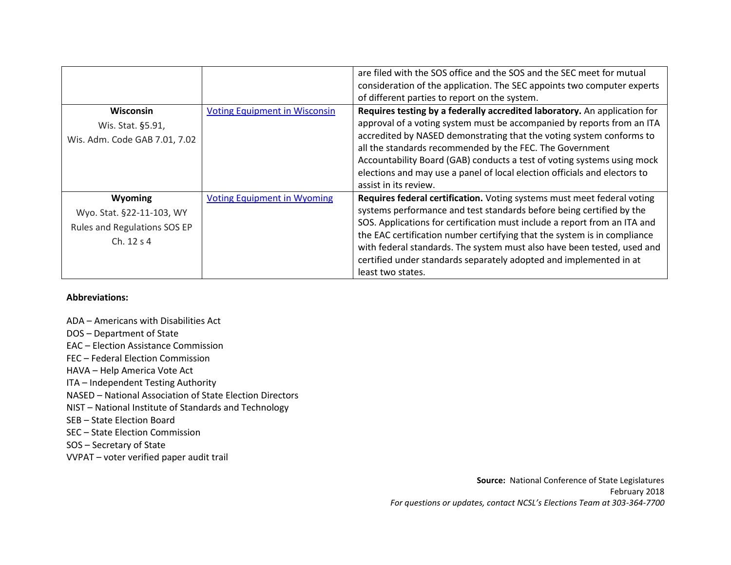| | | |
|---|---|---|
| | | are filed with the SOS office and the SOS and the SEC meet for mutual consideration of the application. The SEC appoints two computer experts of different parties to report on the system. |
| **Wisconsin**<br>Wis. Stat. §5.91,<br>Wis. Adm. Code GAB 7.01, 7.02 | Voting Equipment in Wisconsin | **Requires testing by a federally accredited laboratory.** An application for approval of a voting system must be accompanied by reports from an ITA accredited by NASED demonstrating that the voting system conforms to all the standards recommended by the FEC. The Government Accountability Board (GAB) conducts a test of voting systems using mock elections and may use a panel of local election officials and electors to assist in its review. |
| **Wyoming**<br>Wyo. Stat. §22-11-103, WY Rules and Regulations SOS EP Ch. 12 s 4 | Voting Equipment in Wyoming | **Requires federal certification.** Voting systems must meet federal voting systems performance and test standards before being certified by the SOS. Applications for certification must include a report from an ITA and the EAC certification number certifying that the system is in compliance with federal standards. The system must also have been tested, used and certified under standards separately adopted and implemented in at least two states. |

**Abbreviations:**

ADA – Americans with Disabilities Act
DOS – Department of State
EAC – Election Assistance Commission
FEC – Federal Election Commission
HAVA – Help America Vote Act
ITA – Independent Testing Authority
NASED – National Association of State Election Directors
NIST – National Institute of Standards and Technology
SEB – State Election Board
SEC – State Election Commission
SOS – Secretary of State
VVPAT – voter verified paper audit trail

**Source:** National Conference of State Legislatures
February 2018
*For questions or updates, contact NCSL's Elections Team at 303-364-7700*